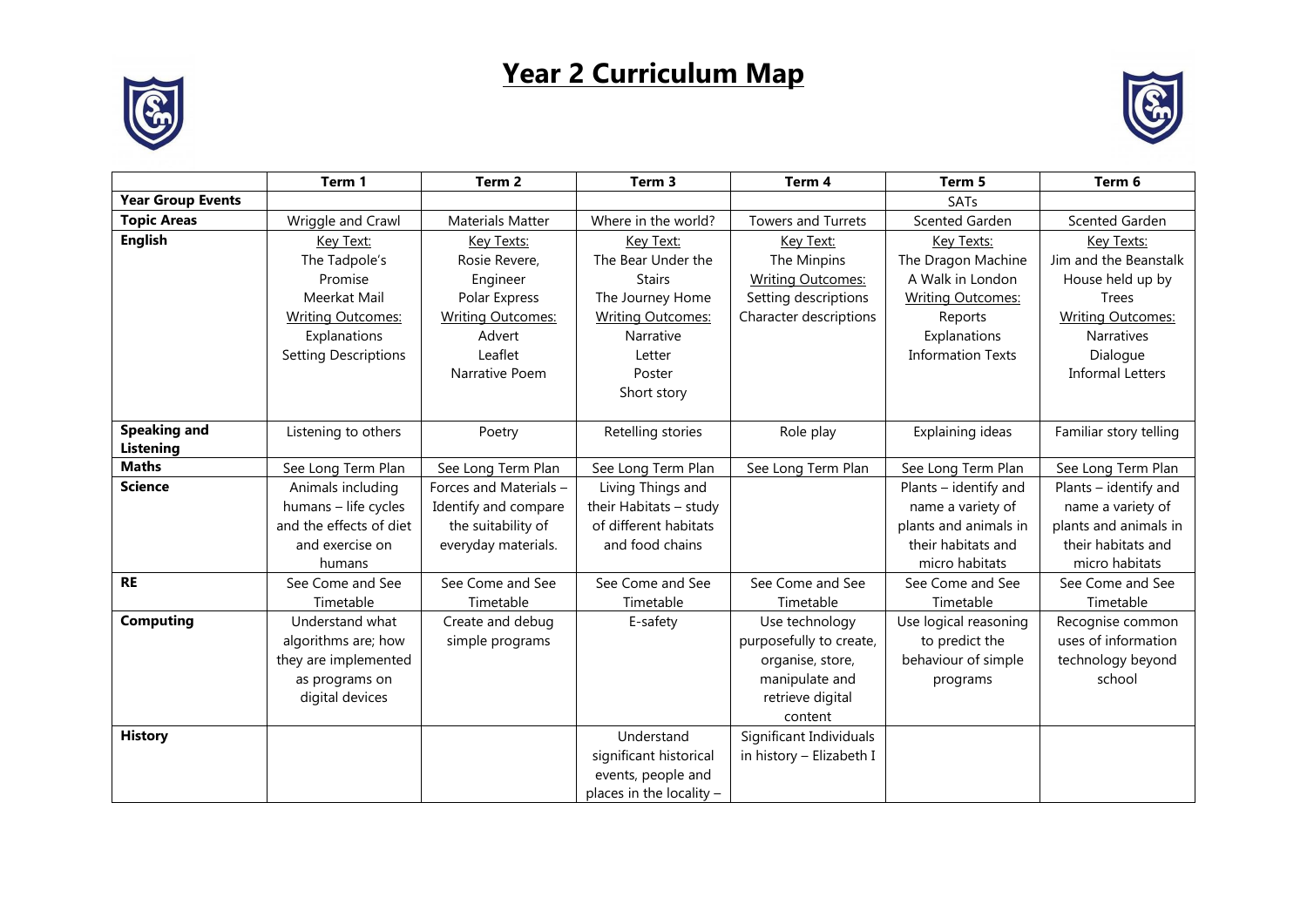# Year 2 Curriculum Map

| | Term 1 | Term 2 | Term 3 | Term 4 | Term 5 | Term 6 |
|---|---|---|---|---|---|---|
| **Year Group Events** | | | | | SATs | |
| **Topic Areas** | Wriggle and Crawl | Materials Matter | Where in the world? | Towers and Turrets | Scented Garden | Scented Garden |
| **English** | Key Text: The Tadpole's Promise Meerkat Mail Writing Outcomes: Explanations Setting Descriptions | Key Texts: Rosie Revere, Engineer Polar Express Writing Outcomes: Advert Leaflet Narrative Poem | Key Text: The Bear Under the Stairs The Journey Home Writing Outcomes: Narrative Letter Poster Short story | Key Text: The Minpins Writing Outcomes: Setting descriptions Character descriptions | Key Texts: The Dragon Machine A Walk in London Writing Outcomes: Reports Explanations Information Texts | Key Texts: Jim and the Beanstalk House held up by Trees Writing Outcomes: Narratives Dialogue Informal Letters |
| **Speaking and Listening** | Listening to others | Poetry | Retelling stories | Role play | Explaining ideas | Familiar story telling |
| **Maths** | See Long Term Plan | See Long Term Plan | See Long Term Plan | See Long Term Plan | See Long Term Plan | See Long Term Plan |
| **Science** | Animals including humans – life cycles and the effects of diet and exercise on humans | Forces and Materials – Identify and compare the suitability of everyday materials. | Living Things and their Habitats – study of different habitats and food chains | | Plants – identify and name a variety of plants and animals in their habitats and micro habitats | Plants – identify and name a variety of plants and animals in their habitats and micro habitats |
| **RE** | See Come and See Timetable | See Come and See Timetable | See Come and See Timetable | See Come and See Timetable | See Come and See Timetable | See Come and See Timetable |
| **Computing** | Understand what algorithms are; how they are implemented as programs on digital devices | Create and debug simple programs | E-safety | Use technology purposefully to create, organise, store, manipulate and retrieve digital content | Use logical reasoning to predict the behaviour of simple programs | Recognise common uses of information technology beyond school |
| **History** | | | Understand significant historical events, people and places in the locality – | Significant Individuals in history – Elizabeth I | | |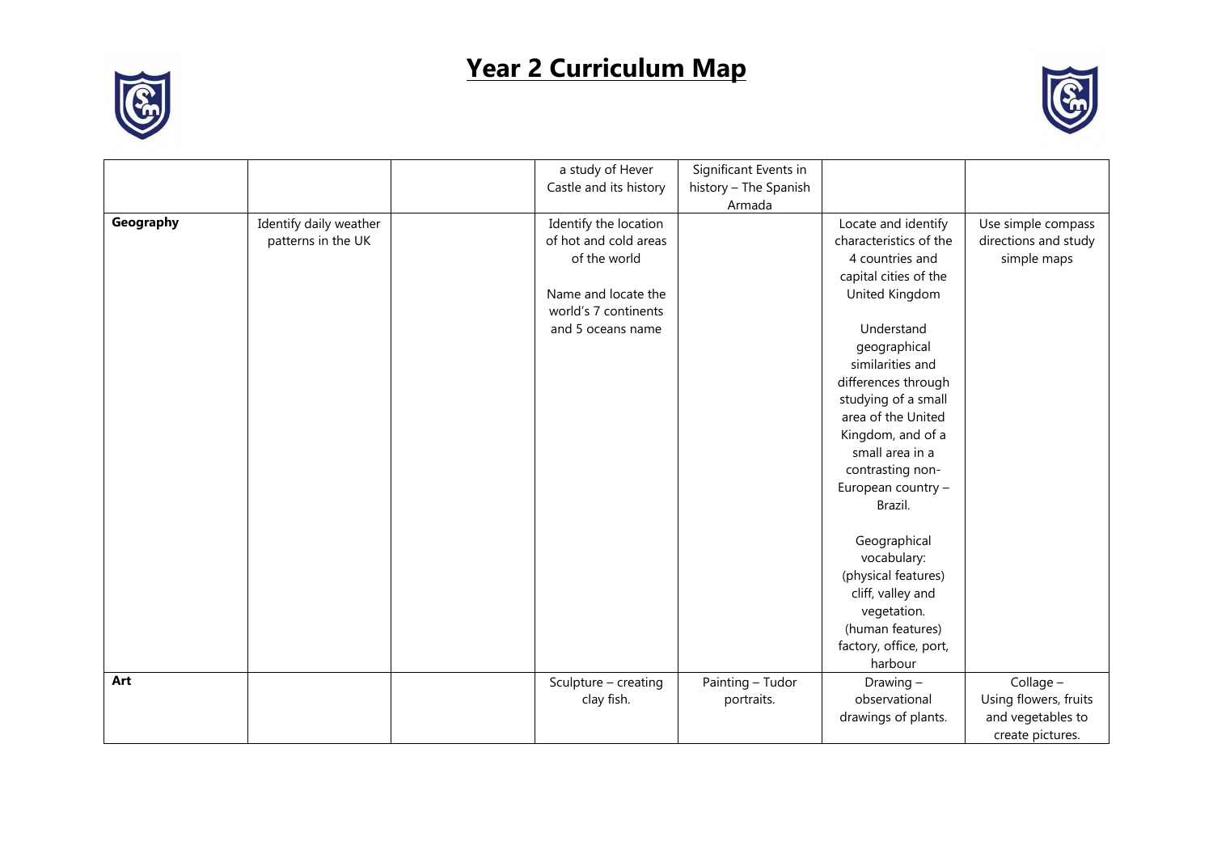# Year 2 Curriculum Map

| | | | | | | |
|---|---|---|---|---|---|---|
| | | | a study of Hever Castle and its history | Significant Events in history – The Spanish Armada | | |
| **Geography** | Identify daily weather patterns in the UK | | Identify the location of hot and cold areas of the world<br><br>Name and locate the world's 7 continents and 5 oceans name | | Locate and identify characteristics of the 4 countries and capital cities of the United Kingdom<br><br>Understand geographical similarities and differences through studying of a small area of the United Kingdom, and of a small area in a contrasting non-European country – Brazil.<br><br>Geographical vocabulary: (physical features) cliff, valley and vegetation. (human features) factory, office, port, harbour | Use simple compass directions and study simple maps |
| **Art** | | | Sculpture – creating clay fish. | Painting – Tudor portraits. | Drawing – observational drawings of plants. | Collage – Using flowers, fruits and vegetables to create pictures. |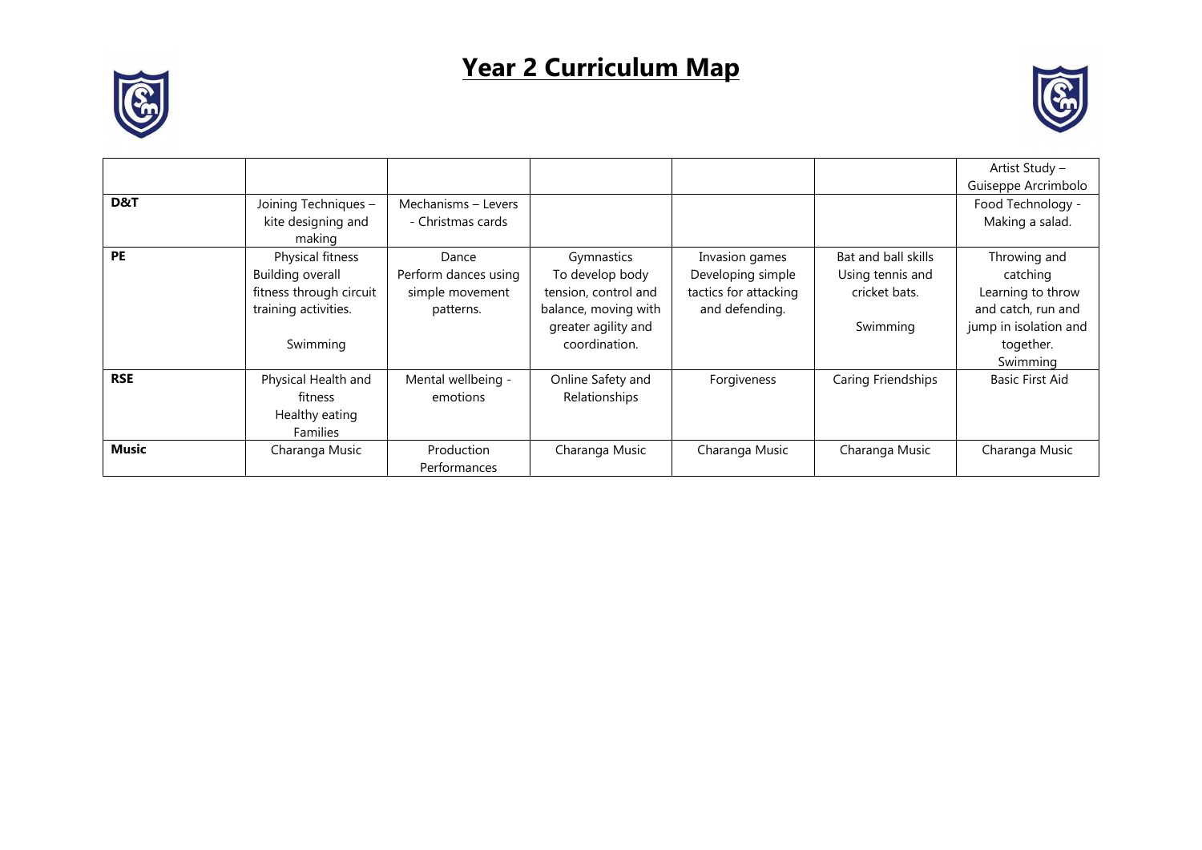# Year 2 Curriculum Map

| | | | | | | |
|---|---|---|---|---|---|---|
| | | | | | | Artist Study – Guiseppe Arcrimbolo |
| **D&T** | Joining Techniques – kite designing and making | Mechanisms – Levers - Christmas cards | | | | Food Technology - Making a salad. |
| **PE** | Physical fitness Building overall fitness through circuit training activities. Swimming | Dance Perform dances using simple movement patterns. | Gymnastics To develop body tension, control and balance, moving with greater agility and coordination. | Invasion games Developing simple tactics for attacking and defending. | Bat and ball skills Using tennis and cricket bats. Swimming | Throwing and catching Learning to throw and catch, run and jump in isolation and together. Swimming |
| **RSE** | Physical Health and fitness Healthy eating Families | Mental wellbeing - emotions | Online Safety and Relationships | Forgiveness | Caring Friendships | Basic First Aid |
| **Music** | Charanga Music | Production Performances | Charanga Music | Charanga Music | Charanga Music | Charanga Music |